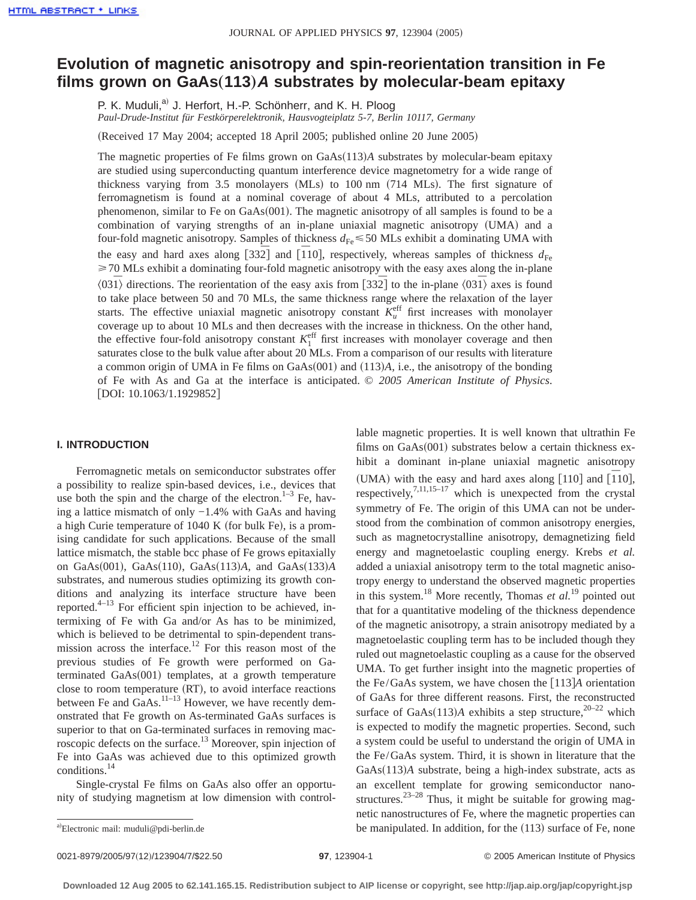# Evolution of magnetic anisotropy and spin-reorientation transition in Fe films grown on GaAs(113)*A* substrates by molecular-beam epitaxy

P. K. Muduli,[a] J. Herfort, H.-P. Schönherr, and K. H. Ploog

*Paul-Drude-Institut für Festkörperelektronik, Hausvogteiplatz 5-7, Berlin 10117, Germany*

(Received 17 May 2004; accepted 18 April 2005; published online 20 June 2005)

The magnetic properties of Fe films grown on GaAs(113)*A* substrates by molecular-beam epitaxy are studied using superconducting quantum interference device magnetometry for a wide range of thickness varying from 3.5 monolayers (MLs) to 100 nm (714 MLs). The first signature of ferromagnetism is found at a nominal coverage of about 4 MLs, attributed to a percolation phenomenon, similar to Fe on GaAs(001). The magnetic anisotropy of all samples is found to be a combination of varying strengths of an in-plane uniaxial magnetic anisotropy (UMA) and a four-fold magnetic anisotropy. Samples of thickness $d_{\mathrm{Fe}} \leq 50$ MLs exhibit a dominating UMA with the easy and hard axes along $[33\bar{2}]$ and $[\bar{1}10]$, respectively, whereas samples of thickness $d_{\mathrm{Fe}} \geq 70$ MLs exhibit a dominating four-fold magnetic anisotropy with the easy axes along the in-plane $\langle 03\bar{1}\rangle$ directions. The reorientation of the easy axis from $[33\bar{2}]$ to the in-plane $\langle 03\bar{1}\rangle$ axes is found to take place between 50 and 70 MLs, the same thickness range where the relaxation of the layer starts. The effective uniaxial magnetic anisotropy constant $K_u^{\mathrm{eff}}$ first increases with monolayer coverage up to about 10 MLs and then decreases with the increase in thickness. On the other hand, the effective four-fold anisotropy constant $K_1^{\mathrm{eff}}$ first increases with monolayer coverage and then saturates close to the bulk value after about 20 MLs. From a comparison of our results with literature a common origin of UMA in Fe films on GaAs(001) and (113)*A*, i.e., the anisotropy of the bonding of Fe with As and Ga at the interface is anticipated. © *2005 American Institute of Physics*. [DOI: 10.1063/1.1929852]

## I. INTRODUCTION

Ferromagnetic metals on semiconductor substrates offer a possibility to realize spin-based devices, i.e., devices that use both the spin and the charge of the electron.[1–3] Fe, having a lattice mismatch of only −1.4% with GaAs and having a high Curie temperature of 1040 K (for bulk Fe), is a promising candidate for such applications. Because of the small lattice mismatch, the stable bcc phase of Fe grows epitaxially on GaAs(001), GaAs(110), GaAs(113)*A*, and GaAs(133)*A* substrates, and numerous studies optimizing its growth conditions and analyzing its interface structure have been reported.[4–13] For efficient spin injection to be achieved, intermixing of Fe with Ga and/or As has to be minimized, which is believed to be detrimental to spin-dependent transmission across the interface.[12] For this reason most of the previous studies of Fe growth were performed on Ga-terminated GaAs(001) templates, at a growth temperature close to room temperature (RT), to avoid interface reactions between Fe and GaAs.[11–13] However, we have recently demonstrated that Fe growth on As-terminated GaAs surfaces is superior to that on Ga-terminated surfaces in removing macroscopic defects on the surface.[13] Moreover, spin injection of Fe into GaAs was achieved due to this optimized growth conditions.[14]

Single-crystal Fe films on GaAs also offer an opportunity of studying magnetism at low dimension with controllable magnetic properties. It is well known that ultrathin Fe films on GaAs(001) substrates below a certain thickness exhibit a dominant in-plane uniaxial magnetic anisotropy (UMA) with the easy and hard axes along [110] and $[\bar{1}10]$, respectively,[7,11,15–17] which is unexpected from the crystal symmetry of Fe. The origin of this UMA can not be understood from the combination of common anisotropy energies, such as magnetocrystalline anisotropy, demagnetizing field energy and magnetoelastic coupling energy. Krebs *et al.* added a uniaxial anisotropy term to the total magnetic anisotropy energy to understand the observed magnetic properties in this system.[18] More recently, Thomas *et al.*[19] pointed out that for a quantitative modeling of the thickness dependence of the magnetic anisotropy, a strain anisotropy mediated by a magnetoelastic coupling term has to be included though they ruled out magnetoelastic coupling as a cause for the observed UMA. To get further insight into the magnetic properties of the Fe/GaAs system, we have chosen the [113]*A* orientation of GaAs for three different reasons. First, the reconstructed surface of GaAs(113)*A* exhibits a step structure,[20–22] which is expected to modify the magnetic properties. Second, such a system could be useful to understand the origin of UMA in the Fe/GaAs system. Third, it is shown in literature that the GaAs(113)*A* substrate, being a high-index substrate, acts as an excellent template for growing semiconductor nanostructures.[23–28] Thus, it might be suitable for growing magnetic nanostructures of Fe, where the magnetic properties can be manipulated. In addition, for the (113) surface of Fe, none

[a]Electronic mail: muduli@pdi-berlin.de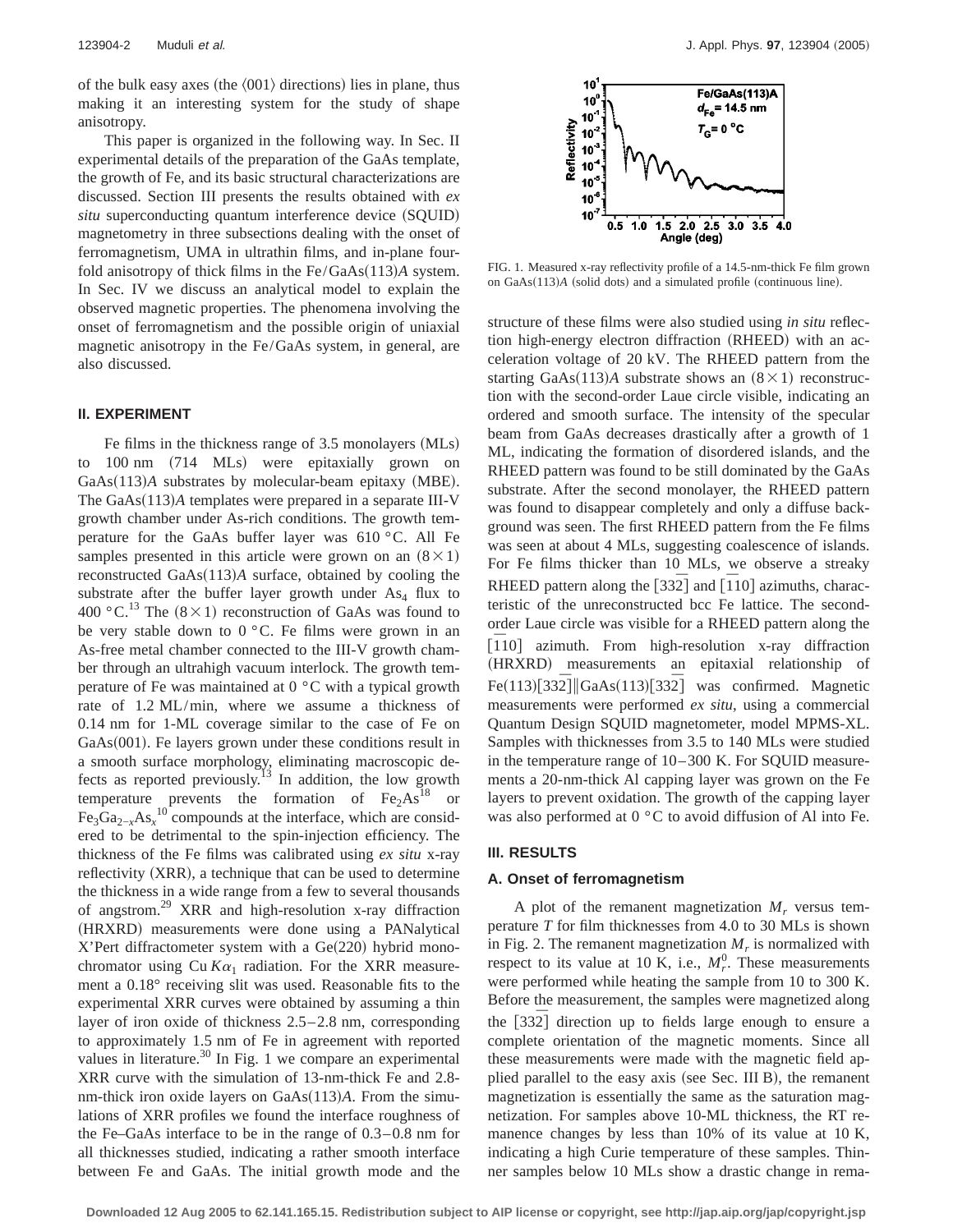of the bulk easy axes (the ⟨001⟩ directions) lies in plane, thus making it an interesting system for the study of shape anisotropy.

This paper is organized in the following way. In Sec. II experimental details of the preparation of the GaAs template, the growth of Fe, and its basic structural characterizations are discussed. Section III presents the results obtained with *ex situ* superconducting quantum interference device (SQUID) magnetometry in three subsections dealing with the onset of ferromagnetism, UMA in ultrathin films, and in-plane fourfold anisotropy of thick films in the Fe/GaAs(113)*A* system. In Sec. IV we discuss an analytical model to explain the observed magnetic properties. The phenomena involving the onset of ferromagnetism and the possible origin of uniaxial magnetic anisotropy in the Fe/GaAs system, in general, are also discussed.

## II. EXPERIMENT

Fe films in the thickness range of 3.5 monolayers (MLs) to 100 nm (714 MLs) were epitaxially grown on GaAs(113)*A* substrates by molecular-beam epitaxy (MBE). The GaAs(113)*A* templates were prepared in a separate III-V growth chamber under As-rich conditions. The growth temperature for the GaAs buffer layer was 610 °C. All Fe samples presented in this article were grown on an $(8\times1)$ reconstructed GaAs(113)*A* surface, obtained by cooling the substrate after the buffer layer growth under $As_4$ flux to 400 °C.[13] The $(8\times1)$ reconstruction of GaAs was found to be very stable down to 0 °C. Fe films were grown in an As-free metal chamber connected to the III-V growth chamber through an ultrahigh vacuum interlock. The growth temperature of Fe was maintained at 0 °C with a typical growth rate of 1.2 ML/min, where we assume a thickness of 0.14 nm for 1-ML coverage similar to the case of Fe on GaAs(001). Fe layers grown under these conditions result in a smooth surface morphology, eliminating macroscopic defects as reported previously.[13] In addition, the low growth temperature prevents the formation of $Fe_2As$[18] or $Fe_3Ga_{2-x}As_x$[10] compounds at the interface, which are considered to be detrimental to the spin-injection efficiency. The thickness of the Fe films was calibrated using *ex situ* x-ray reflectivity (XRR), a technique that can be used to determine the thickness in a wide range from a few to several thousands of angstrom.[29] XRR and high-resolution x-ray diffraction (HRXRD) measurements were done using a PANalytical X'Pert diffractometer system with a Ge(220) hybrid monochromator using Cu $K\alpha_1$ radiation. For the XRR measurement a 0.18° receiving slit was used. Reasonable fits to the experimental XRR curves were obtained by assuming a thin layer of iron oxide of thickness 2.5–2.8 nm, corresponding to approximately 1.5 nm of Fe in agreement with reported values in literature.[30] In Fig. 1 we compare an experimental XRR curve with the simulation of 13-nm-thick Fe and 2.8-nm-thick iron oxide layers on GaAs(113)*A*. From the simulations of XRR profiles we found the interface roughness of the Fe–GaAs interface to be in the range of 0.3–0.8 nm for all thicknesses studied, indicating a rather smooth interface between Fe and GaAs. The initial growth mode and the structure of these films were also studied using *in situ* reflection high-energy electron diffraction (RHEED) with an acceleration voltage of 20 kV. The RHEED pattern from the starting GaAs(113)*A* substrate shows an $(8\times1)$ reconstruction with the second-order Laue circle visible, indicating an ordered and smooth surface. The intensity of the specular beam from GaAs decreases drastically after a growth of 1 ML, indicating the formation of disordered islands, and the RHEED pattern was found to be still dominated by the GaAs substrate. After the second monolayer, the RHEED pattern was found to disappear completely and only a diffuse background was seen. The first RHEED pattern from the Fe films was seen at about 4 MLs, suggesting coalescence of islands. For Fe films thicker than 10 MLs, we observe a streaky RHEED pattern along the $[33\bar{2}]$ and $[\bar{1}10]$ azimuths, characteristic of the unreconstructed bcc Fe lattice. The second-order Laue circle was visible for a RHEED pattern along the $[\bar{1}10]$ azimuth. From high-resolution x-ray diffraction (HRXRD) measurements an epitaxial relationship of Fe(113)$[33\bar{2}]$‖GaAs(113)$[33\bar{2}]$ was confirmed. Magnetic measurements were performed *ex situ*, using a commercial Quantum Design SQUID magnetometer, model MPMS-XL. Samples with thicknesses from 3.5 to 140 MLs were studied in the temperature range of 10–300 K. For SQUID measurements a 20-nm-thick Al capping layer was grown on the Fe layers to prevent oxidation. The growth of the capping layer was also performed at 0 °C to avoid diffusion of Al into Fe.

FIG. 1. Measured x-ray reflectivity profile of a 14.5-nm-thick Fe film grown on GaAs(113)*A* (solid dots) and a simulated profile (continuous line).

## III. RESULTS

### A. Onset of ferromagnetism

A plot of the remanent magnetization $M_r$ versus temperature $T$ for film thicknesses from 4.0 to 30 MLs is shown in Fig. 2. The remanent magnetization $M_r$ is normalized with respect to its value at 10 K, i.e., $M_r^0$. These measurements were performed while heating the sample from 10 to 300 K. Before the measurement, the samples were magnetized along the $[33\bar{2}]$ direction up to fields large enough to ensure a complete orientation of the magnetic moments. Since all these measurements were made with the magnetic field applied parallel to the easy axis (see Sec. III B), the remanent magnetization is essentially the same as the saturation magnetization. For samples above 10-ML thickness, the RT remanence changes by less than 10% of its value at 10 K, indicating a high Curie temperature of these samples. Thinner samples below 10 MLs show a drastic change in rema-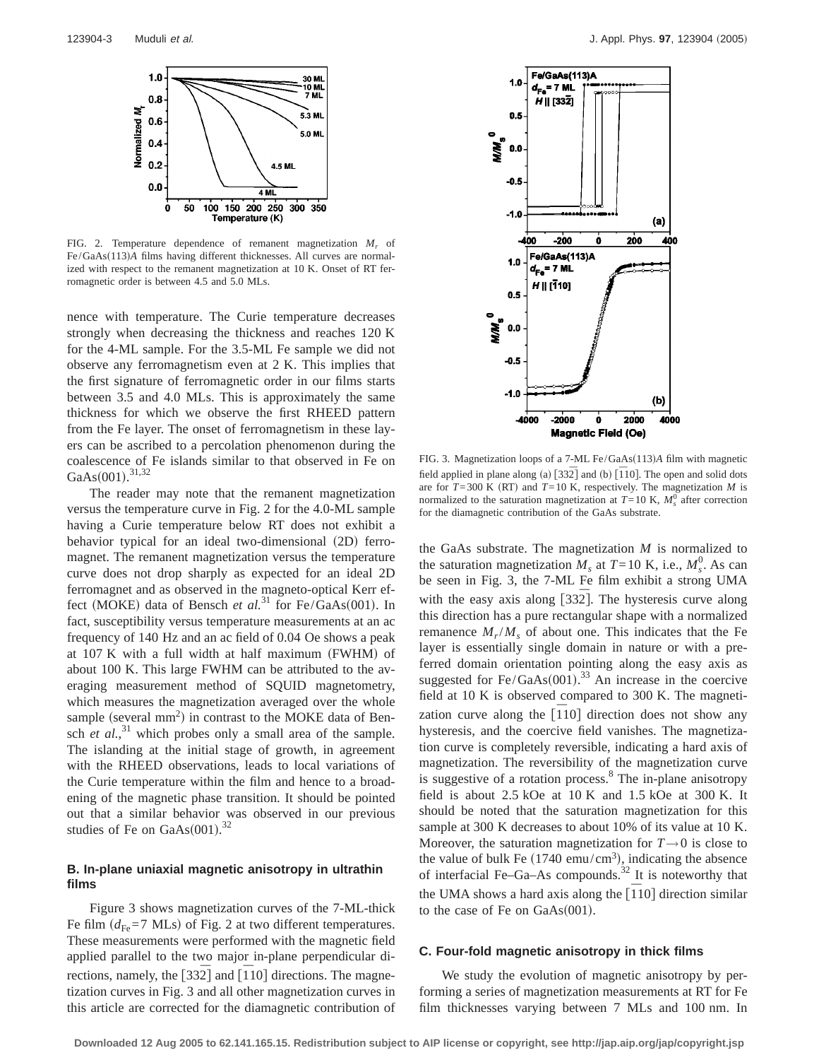FIG. 2. Temperature dependence of remanent magnetization $M_r$ of Fe/GaAs(113)*A* films having different thicknesses. All curves are normalized with respect to the remanent magnetization at 10 K. Onset of RT ferromagnetic order is between 4.5 and 5.0 MLs.

nence with temperature. The Curie temperature decreases strongly when decreasing the thickness and reaches 120 K for the 4-ML sample. For the 3.5-ML Fe sample we did not observe any ferromagnetism even at 2 K. This implies that the first signature of ferromagnetic order in our films starts between 3.5 and 4.0 MLs. This is approximately the same thickness for which we observe the first RHEED pattern from the Fe layer. The onset of ferromagnetism in these layers can be ascribed to a percolation phenomenon during the coalescence of Fe islands similar to that observed in Fe on GaAs(001).[31,32]

The reader may note that the remanent magnetization versus the temperature curve in Fig. 2 for the 4.0-ML sample having a Curie temperature below RT does not exhibit a behavior typical for an ideal two-dimensional (2D) ferromagnet. The remanent magnetization versus the temperature curve does not drop sharply as expected for an ideal 2D ferromagnet and as observed in the magneto-optical Kerr effect (MOKE) data of Bensch *et al.*[31] for Fe/GaAs(001). In fact, susceptibility versus temperature measurements at an ac frequency of 140 Hz and an ac field of 0.04 Oe shows a peak at 107 K with a full width at half maximum (FWHM) of about 100 K. This large FWHM can be attributed to the averaging measurement method of SQUID magnetometry, which measures the magnetization averaged over the whole sample (several mm$^2$) in contrast to the MOKE data of Bensch *et al.*,[31] which probes only a small area of the sample. The islanding at the initial stage of growth, in agreement with the RHEED observations, leads to local variations of the Curie temperature within the film and hence to a broadening of the magnetic phase transition. It should be pointed out that a similar behavior was observed in our previous studies of Fe on GaAs(001).[32]

### B. In-plane uniaxial magnetic anisotropy in ultrathin films

Figure 3 shows magnetization curves of the 7-ML-thick Fe film ($d_{\mathrm{Fe}}$=7 MLs) of Fig. 2 at two different temperatures. These measurements were performed with the magnetic field applied parallel to the two major in-plane perpendicular directions, namely, the $[33\bar{2}]$ and $[\bar{1}10]$ directions. The magnetization curves in Fig. 3 and all other magnetization curves in this article are corrected for the diamagnetic contribution of the GaAs substrate. The magnetization $M$ is normalized to the saturation magnetization $M_s$ at $T$=10 K, i.e., $M_s^0$. As can be seen in Fig. 3, the 7-ML Fe film exhibit a strong UMA with the easy axis along $[33\bar{2}]$. The hysteresis curve along this direction has a pure rectangular shape with a normalized remanence $M_r/M_s$ of about one. This indicates that the Fe layer is essentially single domain in nature or with a preferred domain orientation pointing along the easy axis as suggested for Fe/GaAs(001).[33] An increase in the coercive field at 10 K is observed compared to 300 K. The magnetization curve along the $[\bar{1}10]$ direction does not show any hysteresis, and the coercive field vanishes. The magnetization curve is completely reversible, indicating a hard axis of magnetization. The reversibility of the magnetization curve is suggestive of a rotation process.[8] The in-plane anisotropy field is about 2.5 kOe at 10 K and 1.5 kOe at 300 K. It should be noted that the saturation magnetization for this sample at 300 K decreases to about 10% of its value at 10 K. Moreover, the saturation magnetization for $T \to 0$ is close to the value of bulk Fe (1740 emu/cm$^3$), indicating the absence of interfacial Fe–Ga–As compounds.[32] It is noteworthy that the UMA shows a hard axis along the $[\bar{1}10]$ direction similar to the case of Fe on GaAs(001).

FIG. 3. Magnetization loops of a 7-ML Fe/GaAs(113)*A* film with magnetic field applied in plane along (a) $[33\bar{2}]$ and (b) $[\bar{1}10]$. The open and solid dots are for $T$=300 K (RT) and $T$=10 K, respectively. The magnetization $M$ is normalized to the saturation magnetization at $T$=10 K, $M_s^0$ after correction for the diamagnetic contribution of the GaAs substrate.

### C. Four-fold magnetic anisotropy in thick films

We study the evolution of magnetic anisotropy by performing a series of magnetization measurements at RT for Fe film thicknesses varying between 7 MLs and 100 nm. In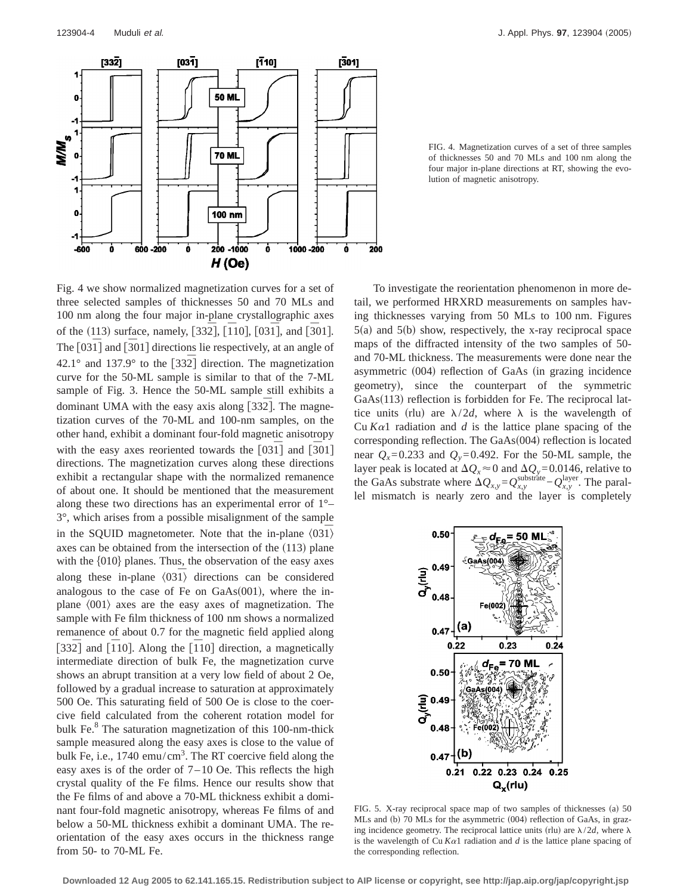FIG. 4. Magnetization curves of a set of three samples of thicknesses 50 and 70 MLs and 100 nm along the four major in-plane directions at RT, showing the evolution of magnetic anisotropy.

Fig. 4 we show normalized magnetization curves for a set of three selected samples of thicknesses 50 and 70 MLs and 100 nm along the four major in-plane crystallographic axes of the $(\bar{1}13)$ surface, namely, $[33\bar{2}]$, $[\bar{1}10]$, $[03\bar{1}]$, and $[\bar{3}01]$. The $[03\bar{1}]$ and $[\bar{3}01]$ directions lie respectively, at an angle of 42.1° and 137.9° to the $[33\bar{2}]$ direction. The magnetization curve for the 50-ML sample is similar to that of the 7-ML sample of Fig. 3. Hence the 50-ML sample still exhibits a dominant UMA with the easy axis along $[33\bar{2}]$. The magnetization curves of the 70-ML and 100-nm samples, on the other hand, exhibit a dominant four-fold magnetic anisotropy with the easy axes reoriented towards the $[03\bar{1}]$ and $[\bar{3}01]$ directions. The magnetization curves along these directions exhibit a rectangular shape with the normalized remanence of about one. It should be mentioned that the measurement along these two directions has an experimental error of 1°–3°, which arises from a possible misalignment of the sample in the SQUID magnetometer. Note that the in-plane $\langle 03\bar{1}\rangle$ axes can be obtained from the intersection of the (113) plane with the {010} planes. Thus, the observation of the easy axes along these in-plane $\langle 03\bar{1}\rangle$ directions can be considered analogous to the case of Fe on GaAs(001), where the in-plane ⟨001⟩ axes are the easy axes of magnetization. The sample with Fe film thickness of 100 nm shows a normalized remanence of about 0.7 for the magnetic field applied along $[33\bar{2}]$ and $[\bar{1}10]$. Along the $[\bar{1}10]$ direction, a magnetically intermediate direction of bulk Fe, the magnetization curve shows an abrupt transition at a very low field of about 2 Oe, followed by a gradual increase to saturation at approximately 500 Oe. This saturating field of 500 Oe is close to the coercive field calculated from the coherent rotation model for bulk Fe.[8] The saturation magnetization of this 100-nm-thick sample measured along the easy axes is close to the value of bulk Fe, i.e., 1740 emu/cm$^3$. The RT coercive field along the easy axes is of the order of 7–10 Oe. This reflects the high crystal quality of the Fe films. Hence our results show that the Fe films of and above a 70-ML thickness exhibit a dominant four-fold magnetic anisotropy, whereas Fe films of and below a 50-ML thickness exhibit a dominant UMA. The reorientation of the easy axes occurs in the thickness range from 50- to 70-ML Fe.

To investigate the reorientation phenomenon in more detail, we performed HRXRD measurements on samples having thicknesses varying from 50 MLs to 100 nm. Figures 5(a) and 5(b) show, respectively, the x-ray reciprocal space maps of the diffracted intensity of the two samples of 50- and 70-ML thickness. The measurements were done near the asymmetric (004) reflection of GaAs (in grazing incidence geometry), since the counterpart of the symmetric GaAs(113) reflection is forbidden for Fe. The reciprocal lattice units (rlu) are $\lambda/2d$, where $\lambda$ is the wavelength of Cu $K\alpha1$ radiation and $d$ is the lattice plane spacing of the corresponding reflection. The GaAs(004) reflection is located near $Q_x=0.233$ and $Q_y=0.492$. For the 50-ML sample, the layer peak is located at $\Delta Q_x \approx 0$ and $\Delta Q_y=0.0146$, relative to the GaAs substrate where $\Delta Q_{x,y}=Q_{x,y}^{\text{substrate}}-Q_{x,y}^{\text{layer}}$. The parallel mismatch is nearly zero and the layer is completely

FIG. 5. X-ray reciprocal space map of two samples of thicknesses (a) 50 MLs and (b) 70 MLs for the asymmetric (004) reflection of GaAs, in grazing incidence geometry. The reciprocal lattice units (rlu) are $\lambda/2d$, where $\lambda$ is the wavelength of Cu $K\alpha1$ radiation and $d$ is the lattice plane spacing of the corresponding reflection.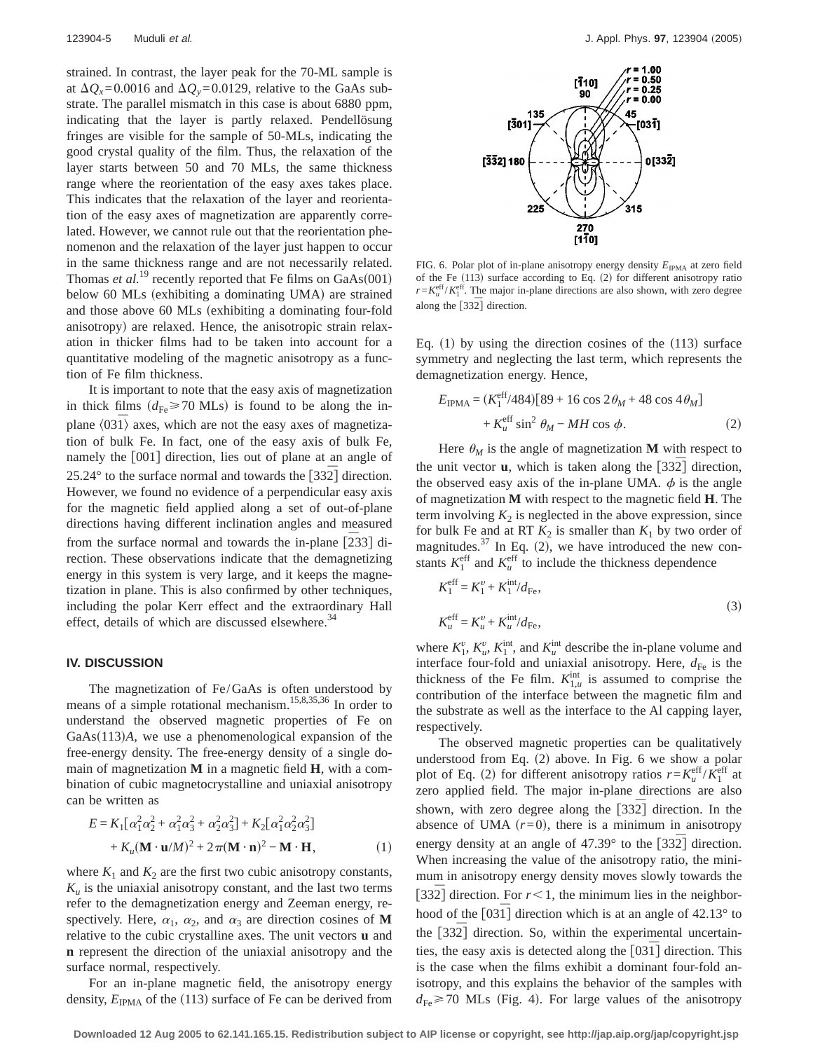strained. In contrast, the layer peak for the 70-ML sample is at $\Delta Q_x = 0.0016$ and $\Delta Q_y = 0.0129$, relative to the GaAs substrate. The parallel mismatch in this case is about 6880 ppm, indicating that the layer is partly relaxed. Pendellösung fringes are visible for the sample of 50-MLs, indicating the good crystal quality of the film. Thus, the relaxation of the layer starts between 50 and 70 MLs, the same thickness range where the reorientation of the easy axes takes place. This indicates that the relaxation of the layer and reorientation of the easy axes of magnetization are apparently correlated. However, we cannot rule out that the reorientation phenomenon and the relaxation of the layer just happen to occur in the same thickness range and are not necessarily related. Thomas *et al.*[19] recently reported that Fe films on GaAs(001) below 60 MLs (exhibiting a dominating UMA) are strained and those above 60 MLs (exhibiting a dominating four-fold anisotropy) are relaxed. Hence, the anisotropic strain relaxation in thicker films had to be taken into account for a quantitative modeling of the magnetic anisotropy as a function of Fe film thickness.

It is important to note that the easy axis of magnetization in thick films ($d_{Fe} \geq 70$ MLs) is found to be along the in-plane $\langle 03\bar{1} \rangle$ axes, which are not the easy axes of magnetization of bulk Fe. In fact, one of the easy axis of bulk Fe, namely the [001] direction, lies out of plane at an angle of 25.24° to the surface normal and towards the $[33\bar{2}]$ direction. However, we found no evidence of a perpendicular easy axis for the magnetic field applied along a set of out-of-plane directions having different inclination angles and measured from the surface normal and towards the in-plane $[\bar{2}33]$ direction. These observations indicate that the demagnetizing energy in this system is very large, and it keeps the magnetization in plane. This is also confirmed by other techniques, including the polar Kerr effect and the extraordinary Hall effect, details of which are discussed elsewhere.[34]

## IV. DISCUSSION

The magnetization of Fe/GaAs is often understood by means of a simple rotational mechanism.[15,8,35,36] In order to understand the observed magnetic properties of Fe on GaAs(113)*A*, we use a phenomenological expansion of the free-energy density. The free-energy density of a single domain of magnetization **M** in a magnetic field **H**, with a combination of cubic magnetocrystalline and uniaxial anisotropy can be written as

$$E = K_1[\alpha_1^2\alpha_2^2 + \alpha_1^2\alpha_3^2 + \alpha_2^2\alpha_3^2] + K_2[\alpha_1^2\alpha_2^2\alpha_3^2] + K_u(\mathbf{M}\cdot\mathbf{u}/M)^2 + 2\pi(\mathbf{M}\cdot\mathbf{n})^2 - \mathbf{M}\cdot\mathbf{H}, \quad (1)$$

where $K_1$ and $K_2$ are the first two cubic anisotropy constants, $K_u$ is the uniaxial anisotropy constant, and the last two terms refer to the demagnetization energy and Zeeman energy, respectively. Here, $\alpha_1$, $\alpha_2$, and $\alpha_3$ are direction cosines of **M** relative to the cubic crystalline axes. The unit vectors **u** and **n** represent the direction of the uniaxial anisotropy and the surface normal, respectively.

For an in-plane magnetic field, the anisotropy energy density, $E_{IPMA}$ of the (113) surface of Fe can be derived from Eq. (1) by using the direction cosines of the (113) surface symmetry and neglecting the last term, which represents the demagnetization energy. Hence,

$$E_{IPMA} = (K_1^{eff}/484)[89 + 16\cos 2\theta_M + 48\cos 4\theta_M] + K_u^{eff}\sin^2\theta_M - MH\cos\phi. \quad (2)$$

Here $\theta_M$ is the angle of magnetization **M** with respect to the unit vector **u**, which is taken along the $[33\bar{2}]$ direction, the observed easy axis of the in-plane UMA. $\phi$ is the angle of magnetization **M** with respect to the magnetic field **H**. The term involving $K_2$ is neglected in the above expression, since for bulk Fe and at RT $K_2$ is smaller than $K_1$ by two order of magnitudes.[37] In Eq. (2), we have introduced the new constants $K_1^{eff}$ and $K_u^{eff}$ to include the thickness dependence

$$K_1^{eff} = K_1^v + K_1^{int}/d_{Fe},$$
$$K_u^{eff} = K_u^v + K_u^{int}/d_{Fe}, \quad (3)$$

where $K_1^v$, $K_u^v$, $K_1^{int}$, and $K_u^{int}$ describe the in-plane volume and interface four-fold and uniaxial anisotropy. Here, $d_{Fe}$ is the thickness of the Fe film. $K_{1,u}^{int}$ is assumed to comprise the contribution of the interface between the magnetic film and the substrate as well as the interface to the Al capping layer, respectively.

FIG. 6. Polar plot of in-plane anisotropy energy density $E_{IPMA}$ at zero field of the Fe (113) surface according to Eq. (2) for different anisotropy ratio $r = K_u^{eff}/K_1^{eff}$. The major in-plane directions are also shown, with zero degree along the $[33\bar{2}]$ direction.

The observed magnetic properties can be qualitatively understood from Eq. (2) above. In Fig. 6 we show a polar plot of Eq. (2) for different anisotropy ratios $r = K_u^{eff}/K_1^{eff}$ at zero applied field. The major in-plane directions are also shown, with zero degree along the $[33\bar{2}]$ direction. In the absence of UMA ($r=0$), there is a minimum in anisotropy energy density at an angle of 47.39° to the $[33\bar{2}]$ direction. When increasing the value of the anisotropy ratio, the minimum in anisotropy energy density moves slowly towards the $[33\bar{2}]$ direction. For $r < 1$, the minimum lies in the neighborhood of the $[03\bar{1}]$ direction which is at an angle of 42.13° to the $[33\bar{2}]$ direction. So, within the experimental uncertainties, the easy axis is detected along the $[03\bar{1}]$ direction. This is the case when the films exhibit a dominant four-fold anisotropy, and this explains the behavior of the samples with $d_{Fe} \geq 70$ MLs (Fig. 4). For large values of the anisotropy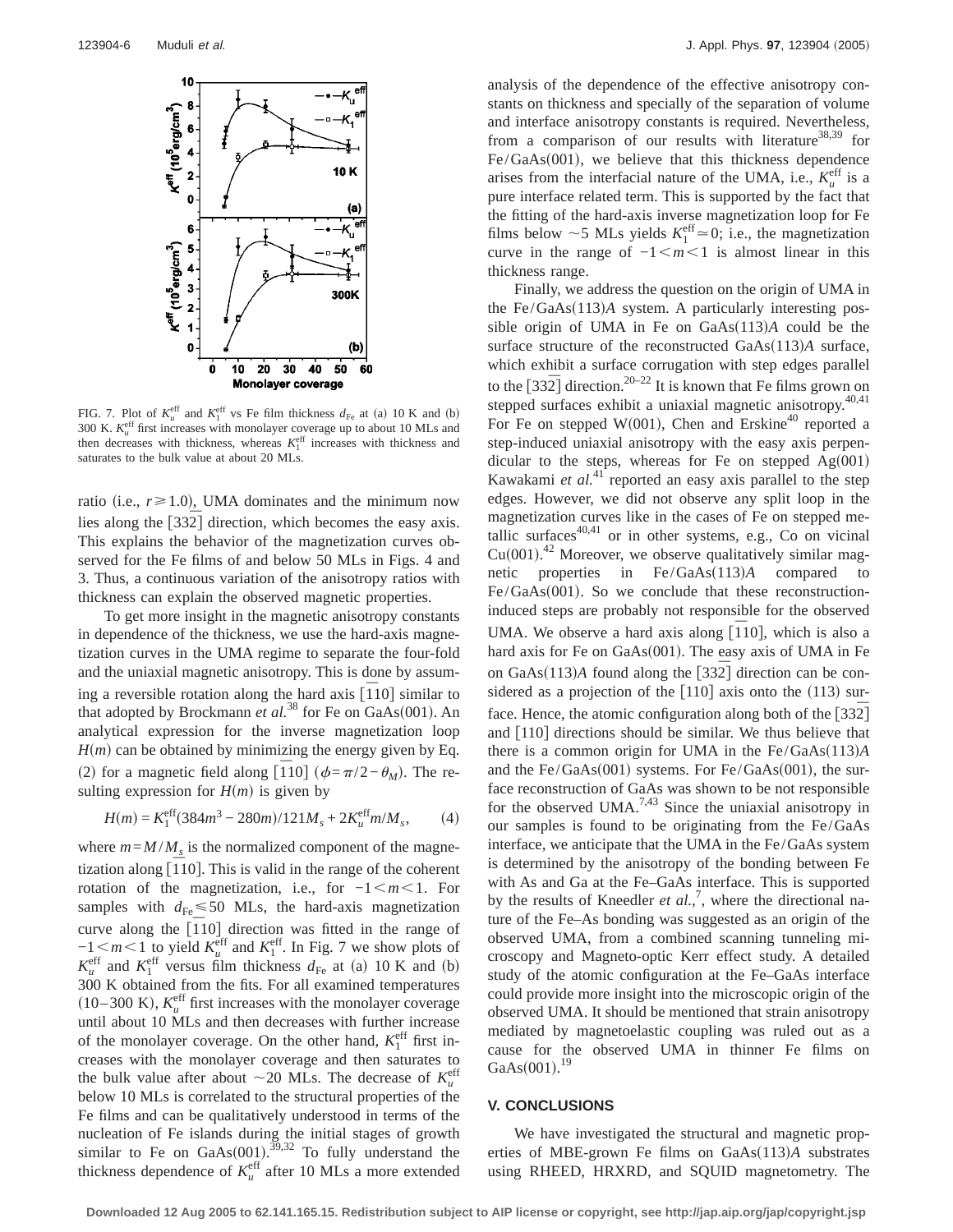FIG. 7. Plot of $K_u^{\mathrm{eff}}$ and $K_1^{\mathrm{eff}}$ vs Fe film thickness $d_{\mathrm{Fe}}$ at (a) 10 K and (b) 300 K. $K_u^{\mathrm{eff}}$ first increases with monolayer coverage up to about 10 MLs and then decreases with thickness, whereas $K_1^{\mathrm{eff}}$ increases with thickness and saturates to the bulk value at about 20 MLs.

ratio (i.e., $r \geq 1.0$), UMA dominates and the minimum now lies along the $[33\bar{2}]$ direction, which becomes the easy axis. This explains the behavior of the magnetization curves observed for the Fe films of and below 50 MLs in Figs. 4 and 3. Thus, a continuous variation of the anisotropy ratios with thickness can explain the observed magnetic properties.

To get more insight in the magnetic anisotropy constants in dependence of the thickness, we use the hard-axis magnetization curves in the UMA regime to separate the four-fold and the uniaxial magnetic anisotropy. This is done by assuming a reversible rotation along the hard axis $[\bar{1}10]$ similar to that adopted by Brockmann *et al.*[38] for Fe on GaAs(001). An analytical expression for the inverse magnetization loop $H(m)$ can be obtained by minimizing the energy given by Eq. (2) for a magnetic field along $[\bar{1}10]$ ($\phi = \pi/2 - \theta_M$). The resulting expression for $H(m)$ is given by

$$H(m) = K_1^{\mathrm{eff}}(384m^3 - 280m)/121M_s + 2K_u^{\mathrm{eff}}m/M_s, \qquad (4)$$

where $m = M/M_s$ is the normalized component of the magnetization along $[\bar{1}10]$. This is valid in the range of the coherent rotation of the magnetization, i.e., for $-1 < m < 1$. For samples with $d_{\mathrm{Fe}} \leq 50$ MLs, the hard-axis magnetization curve along the $[\bar{1}10]$ direction was fitted in the range of $-1 < m < 1$ to yield $K_u^{\mathrm{eff}}$ and $K_1^{\mathrm{eff}}$. In Fig. 7 we show plots of $K_u^{\mathrm{eff}}$ and $K_1^{\mathrm{eff}}$ versus film thickness $d_{\mathrm{Fe}}$ at (a) 10 K and (b) 300 K obtained from the fits. For all examined temperatures (10–300 K), $K_u^{\mathrm{eff}}$ first increases with the monolayer coverage until about 10 MLs and then decreases with further increase of the monolayer coverage. On the other hand, $K_1^{\mathrm{eff}}$ first increases with the monolayer coverage and then saturates to the bulk value after about ~20 MLs. The decrease of $K_u^{\mathrm{eff}}$ below 10 MLs is correlated to the structural properties of the Fe films and can be qualitatively understood in terms of the nucleation of Fe islands during the initial stages of growth similar to Fe on GaAs(001).[39,32] To fully understand the thickness dependence of $K_u^{\mathrm{eff}}$ after 10 MLs a more extended analysis of the dependence of the effective anisotropy constants on thickness and specially of the separation of volume and interface anisotropy constants is required. Nevertheless, from a comparison of our results with literature[38,39] for Fe/GaAs(001), we believe that this thickness dependence arises from the interfacial nature of the UMA, i.e., $K_u^{\mathrm{eff}}$ is a pure interface related term. This is supported by the fact that the fitting of the hard-axis inverse magnetization loop for Fe films below ~5 MLs yields $K_1^{\mathrm{eff}} \simeq 0$; i.e., the magnetization curve in the range of $-1 < m < 1$ is almost linear in this thickness range.

Finally, we address the question on the origin of UMA in the Fe/GaAs(113)*A* system. A particularly interesting possible origin of UMA in Fe on GaAs(113)*A* could be the surface structure of the reconstructed GaAs(113)*A* surface, which exhibit a surface corrugation with step edges parallel to the $[33\bar{2}]$ direction.[20–22] It is known that Fe films grown on stepped surfaces exhibit a uniaxial magnetic anisotropy.[40,41] For Fe on stepped W(001), Chen and Erskine[40] reported a step-induced uniaxial anisotropy with the easy axis perpendicular to the steps, whereas for Fe on stepped Ag(001) Kawakami *et al.*[41] reported an easy axis parallel to the step edges. However, we did not observe any split loop in the magnetization curves like in the cases of Fe on stepped metallic surfaces[40,41] or in other systems, e.g., Co on vicinal Cu(001).[42] Moreover, we observe qualitatively similar magnetic properties in Fe/GaAs(113)*A* compared to Fe/GaAs(001). So we conclude that these reconstruction-induced steps are probably not responsible for the observed UMA. We observe a hard axis along $[\bar{1}10]$, which is also a hard axis for Fe on GaAs(001). The easy axis of UMA in Fe on GaAs(113)*A* found along the $[33\bar{2}]$ direction can be considered as a projection of the [110] axis onto the (113) surface. Hence, the atomic configuration along both of the $[33\bar{2}]$ and [110] directions should be similar. We thus believe that there is a common origin for UMA in the Fe/GaAs(113)*A* and the Fe/GaAs(001) systems. For Fe/GaAs(001), the surface reconstruction of GaAs was shown to be not responsible for the observed UMA.[7,43] Since the uniaxial anisotropy in our samples is found to be originating from the Fe/GaAs interface, we anticipate that the UMA in the Fe/GaAs system is determined by the anisotropy of the bonding between Fe with As and Ga at the Fe–GaAs interface. This is supported by the results of Kneedler *et al.*,[7], where the directional nature of the Fe–As bonding was suggested as an origin of the observed UMA, from a combined scanning tunneling microscopy and Magneto-optic Kerr effect study. A detailed study of the atomic configuration at the Fe–GaAs interface could provide more insight into the microscopic origin of the observed UMA. It should be mentioned that strain anisotropy mediated by magnetoelastic coupling was ruled out as a cause for the observed UMA in thinner Fe films on GaAs(001).[19]

## V. CONCLUSIONS

We have investigated the structural and magnetic properties of MBE-grown Fe films on GaAs(113)*A* substrates using RHEED, HRXRD, and SQUID magnetometry. The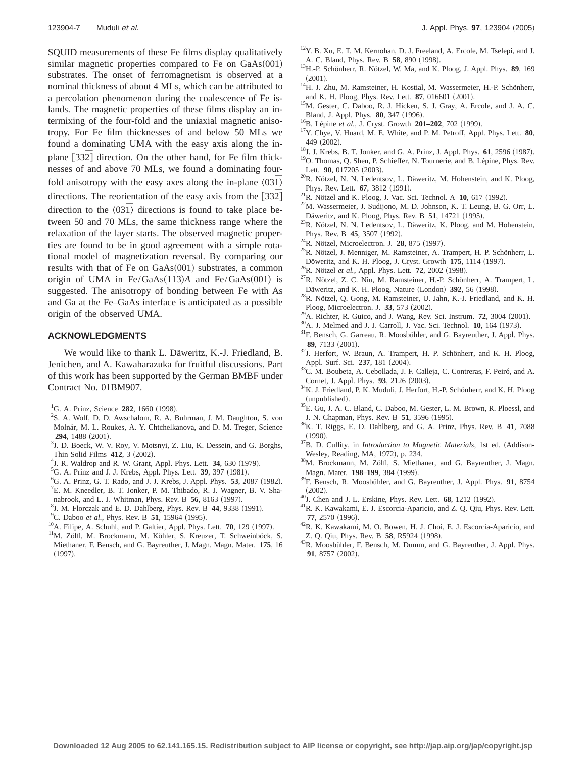SQUID measurements of these Fe films display qualitatively similar magnetic properties compared to Fe on GaAs(001) substrates. The onset of ferromagnetism is observed at a nominal thickness of about 4 MLs, which can be attributed to a percolation phenomenon during the coalescence of Fe islands. The magnetic properties of these films display an intermixing of the four-fold and the uniaxial magnetic anisotropy. For Fe film thicknesses of and below 50 MLs we found a dominating UMA with the easy axis along the in-plane $[33\bar{2}]$ direction. On the other hand, for Fe film thicknesses of and above 70 MLs, we found a dominating four-fold anisotropy with the easy axes along the in-plane $\langle 03\bar{1}\rangle$ directions. The reorientation of the easy axis from the $[33\bar{2}]$ direction to the $\langle 03\bar{1}\rangle$ directions is found to take place between 50 and 70 MLs, the same thickness range where the relaxation of the layer starts. The observed magnetic properties are found to be in good agreement with a simple rotational model of magnetization reversal. By comparing our results with that of Fe on GaAs(001) substrates, a common origin of UMA in Fe/GaAs(113)*A* and Fe/GaAs(001) is suggested. The anisotropy of bonding between Fe with As and Ga at the Fe–GaAs interface is anticipated as a possible origin of the observed UMA.

## ACKNOWLEDGMENTS

We would like to thank L. Däweritz, K.-J. Friedland, B. Jenichen, and A. Kawaharazuka for fruitful discussions. Part of this work has been supported by the German BMBF under Contract No. 01BM907.

[1] G. A. Prinz, Science **282**, 1660 (1998).
[2] S. A. Wolf, D. D. Awschalom, R. A. Buhrman, J. M. Daughton, S. von Molnár, M. L. Roukes, A. Y. Chtchelkanova, and D. M. Treger, Science **294**, 1488 (2001).
[3] J. D. Boeck, W. V. Roy, V. Motsnyi, Z. Liu, K. Dessein, and G. Borghs, Thin Solid Films **412**, 3 (2002).
[4] J. R. Waldrop and R. W. Grant, Appl. Phys. Lett. **34**, 630 (1979).
[5] G. A. Prinz and J. J. Krebs, Appl. Phys. Lett. **39**, 397 (1981).
[6] G. A. Prinz, G. T. Rado, and J. J. Krebs, J. Appl. Phys. **53**, 2087 (1982).
[7] E. M. Kneedler, B. T. Jonker, P. M. Thibado, R. J. Wagner, B. V. Shanabrook, and L. J. Whitman, Phys. Rev. B **56**, 8163 (1997).
[8] J. M. Florczak and E. D. Dahlberg, Phys. Rev. B **44**, 9338 (1991).
[9] C. Daboo *et al.*, Phys. Rev. B **51**, 15964 (1995).
[10] A. Filipe, A. Schuhl, and P. Galtier, Appl. Phys. Lett. **70**, 129 (1997).
[11] M. Zölfl, M. Brockmann, M. Köhler, S. Kreuzer, T. Schweinböck, S. Miethaner, F. Bensch, and G. Bayreuther, J. Magn. Magn. Mater. **175**, 16 (1997).
[12] Y. B. Xu, E. T. M. Kernohan, D. J. Freeland, A. Ercole, M. Tselepi, and J. A. C. Bland, Phys. Rev. B **58**, 890 (1998).
[13] H.-P. Schönherr, R. Nötzel, W. Ma, and K. Ploog, J. Appl. Phys. **89**, 169 (2001).
[14] H. J. Zhu, M. Ramsteiner, H. Kostial, M. Wassermeier, H.-P. Schönherr, and K. H. Ploog, Phys. Rev. Lett. **87**, 016601 (2001).
[15] M. Gester, C. Daboo, R. J. Hicken, S. J. Gray, A. Ercole, and J. A. C. Bland, J. Appl. Phys. **80**, 347 (1996).
[16] B. Lépine *et al.*, J. Cryst. Growth **201–202**, 702 (1999).
[17] Y. Chye, V. Huard, M. E. White, and P. M. Petroff, Appl. Phys. Lett. **80**, 449 (2002).
[18] J. J. Krebs, B. T. Jonker, and G. A. Prinz, J. Appl. Phys. **61**, 2596 (1987).
[19] O. Thomas, Q. Shen, P. Schieffer, N. Tournerie, and B. Lépine, Phys. Rev. Lett. **90**, 017205 (2003).
[20] R. Nötzel, N. N. Ledentsov, L. Däweritz, M. Hohenstein, and K. Ploog, Phys. Rev. Lett. **67**, 3812 (1991).
[21] R. Nötzel and K. Ploog, J. Vac. Sci. Technol. A **10**, 617 (1992).
[22] M. Wassermeier, J. Sudijono, M. D. Johnson, K. T. Leung, B. G. Orr, L. Däweritz, and K. Ploog, Phys. Rev. B **51**, 14721 (1995).
[23] R. Nötzel, N. N. Ledentsov, L. Däweritz, K. Ploog, and M. Hohenstein, Phys. Rev. B **45**, 3507 (1992).
[24] R. Nötzel, Microelectron. J. **28**, 875 (1997).
[25] R. Nötzel, J. Menniger, M. Ramsteiner, A. Trampert, H. P. Schönherr, L. Döweritz, and K. H. Ploog, J. Cryst. Growth **175**, 1114 (1997).
[26] R. Nötzel *et al.*, Appl. Phys. Lett. **72**, 2002 (1998).
[27] R. Nötzel, Z. C. Niu, M. Ramsteiner, H.-P. Schönherr, A. Trampert, L. Däweritz, and K. H. Ploog, Nature (London) **392**, 56 (1998).
[28] R. Nötzel, Q. Gong, M. Ramsteiner, U. Jahn, K.-J. Friedland, and K. H. Ploog, Microelectron. J. **33**, 573 (2002).
[29] A. Richter, R. Guico, and J. Wang, Rev. Sci. Instrum. **72**, 3004 (2001).
[30] A. J. Melmed and J. J. Carroll, J. Vac. Sci. Technol. **10**, 164 (1973).
[31] F. Bensch, G. Garreau, R. Moosbühler, and G. Bayreuther, J. Appl. Phys. **89**, 7133 (2001).
[32] J. Herfort, W. Braun, A. Trampert, H. P. Schönherr, and K. H. Ploog, Appl. Surf. Sci. **237**, 181 (2004).
[33] C. M. Boubeta, A. Cebollada, J. F. Calleja, C. Contreras, F. Peiró, and A. Cornet, J. Appl. Phys. **93**, 2126 (2003).
[34] K. J. Friedland, P. K. Muduli, J. Herfort, H.-P. Schönherr, and K. H. Ploog (unpublished).
[35] E. Gu, J. A. C. Bland, C. Daboo, M. Gester, L. M. Brown, R. Ploessl, and J. N. Chapman, Phys. Rev. B **51**, 3596 (1995).
[36] K. T. Riggs, E. D. Dahlberg, and G. A. Prinz, Phys. Rev. B **41**, 7088 (1990).
[37] B. D. Cullity, in *Introduction to Magnetic Materials*, 1st ed. (Addison-Wesley, Reading, MA, 1972), p. 234.
[38] M. Brockmann, M. Zölfl, S. Miethaner, and G. Bayreuther, J. Magn. Magn. Mater. **198–199**, 384 (1999).
[39] F. Bensch, R. Moosbühler, and G. Bayreuther, J. Appl. Phys. **91**, 8754 (2002).
[40] J. Chen and J. L. Erskine, Phys. Rev. Lett. **68**, 1212 (1992).
[41] R. K. Kawakami, E. J. Escorcia-Aparicio, and Z. Q. Qiu, Phys. Rev. Lett. **77**, 2570 (1996).
[42] R. K. Kawakami, M. O. Bowen, H. J. Choi, E. J. Escorcia-Aparicio, and Z. Q. Qiu, Phys. Rev. B **58**, R5924 (1998).
[43] R. Moosbühler, F. Bensch, M. Dumm, and G. Bayreuther, J. Appl. Phys. **91**, 8757 (2002).